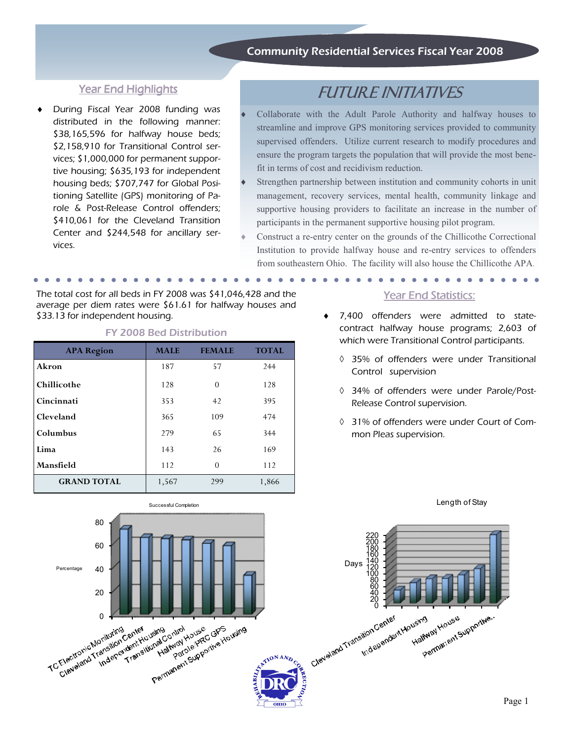# Community Residential Services Fiscal Year 2008

## Year End Highlights

- During Fiscal Year 2008 funding was distributed in the following manner: $38,165,596 for halfway house beds; $2,158,910 for Transitional Control services; $1,000,000 for permanent supportive housing; $635,193 for independent housing beds; $707,747 for Global Positioning Satellite (GPS) monitoring of Parole & Post-Release Control offenders; $410,061 for the Cleveland Transition Center and $244,548 for ancillary services.

## FUTURE INITIATIVES

- Collaborate with the Adult Parole Authority and halfway houses to streamline and improve GPS monitoring services provided to community supervised offenders. Utilize current research to modify procedures and ensure the program targets the population that will provide the most benefit in terms of cost and recidivism reduction.
- Strengthen partnership between institution and community cohorts in unit management, recovery services, mental health, community linkage and supportive housing providers to facilitate an increase in the number of participants in the permanent supportive housing pilot program.
- Construct a re-entry center on the grounds of the Chillicothe Correctional Institution to provide halfway house and re-entry services to offenders from southeastern Ohio. The facility will also house the Chillicothe APA.

The total cost for all beds in FY 2008 was $41,046,428 and the average per diem rates were $61.61 for halfway houses and $33.13 for independent housing.

### FY 2008 Bed Distribution

| APA Region | MALE | FEMALE | TOTAL |
|---|---|---|---|
| Akron | 187 | 57 | 244 |
| Chillicothe | 128 | 0 | 128 |
| Cincinnati | 353 | 42 | 395 |
| Cleveland | 365 | 109 | 474 |
| Columbus | 279 | 65 | 344 |
| Lima | 143 | 26 | 169 |
| Mansfield | 112 | 0 | 112 |
| **GRAND TOTAL** | 1,567 | 299 | 1,866 |

## Year End Statistics:

- 7,400 offenders were admitted to state-contract halfway house programs; 2,603 of which were Transitional Control participants.
  - 35% of offenders were under Transitional Control supervision
  - 34% of offenders were under Parole/Post-Release Control supervision.
  - 31% of offenders were under Court of Common Pleas supervision.

Successful Completion

| Program | Percentage (approx.) |
|---|---|
| TC Electronic Monitoring | 74 |
| Cleveland Transition Center | 68 |
| Independent Housing | 67 |
| Transitional Control | 66 |
| Halfway House | 63 |
| Parole/PRC GPS | 61 |
| Permanent Supportive Housing | 35 |

Length of Stay

| Program | Days (approx.) |
|---|---|
| Cleveland Transition Center | 42 |
| | 65 |
| Independent Housing | 80 |
| | 82 |
| Halfway House | 90 |
| | 108 |
| Permanent Supportive.. | 213 |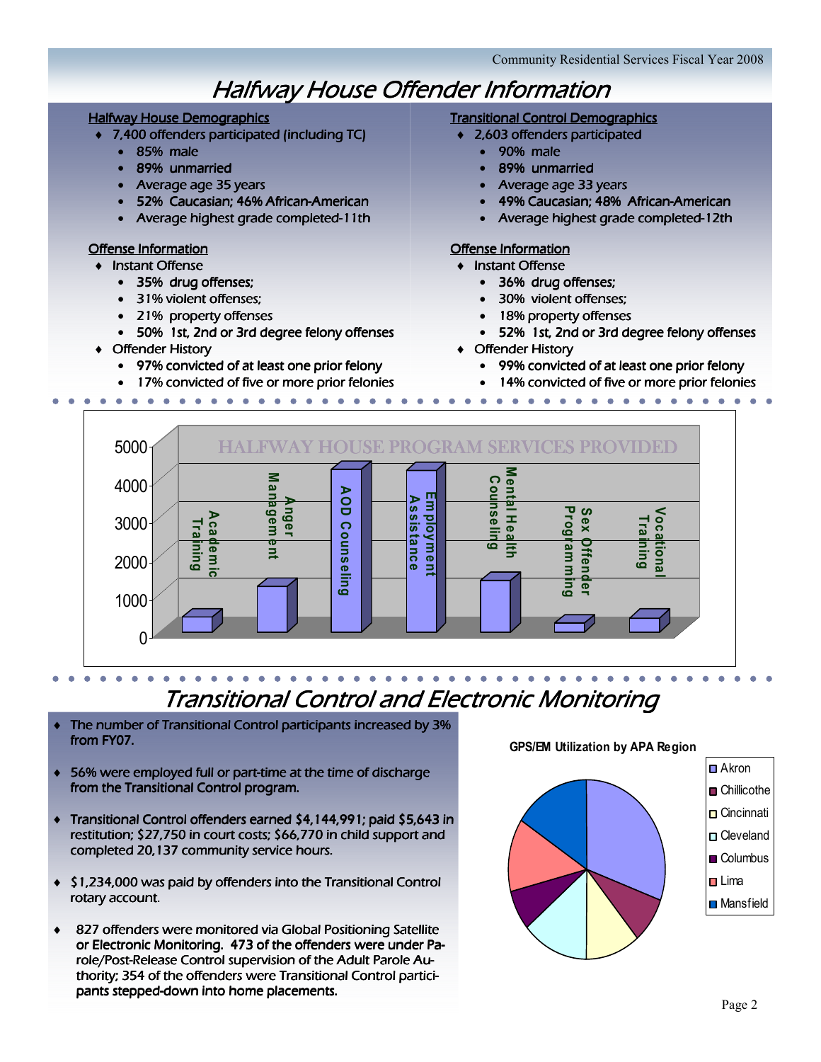# Halfway House Offender Information

## Halfway House Demographics

- 7,400 offenders participated (including TC)
  - 85% male
  - 89% unmarried
  - Average age 35 years
  - 52% Caucasian; 46% African-American
  - Average highest grade completed-11th

## Offense Information

- Instant Offense
  - 35% drug offenses;
  - 31% violent offenses;
  - 21% property offenses
  - 50% 1st, 2nd or 3rd degree felony offenses
- Offender History
  - 97% convicted of at least one prior felony
  - 17% convicted of five or more prior felonies

## Transitional Control Demographics

- 2,603 offenders participated
  - 90% male
  - 89% unmarried
  - Average age 33 years
  - 49% Caucasian; 48% African-American
  - Average highest grade completed-12th

## Offense Information

- Instant Offense
  - 36% drug offenses;
  - 30% violent offenses;
  - 18% property offenses
  - 52% 1st, 2nd or 3rd degree felony offenses
- Offender History
  - 99% convicted of at least one prior felony
  - 14% convicted of five or more prior felonies

**HALFWAY HOUSE PROGRAM SERVICES PROVIDED**

Categories: Academic Training; Anger Management; AOD Counseling; Employment Assistance; Mental Health Counseling; Sex Offender Programming; Vocational Training

# Transitional Control and Electronic Monitoring

- The number of Transitional Control participants increased by 3% from FY07.
- 56% were employed full or part-time at the time of discharge from the Transitional Control program.
- Transitional Control offenders earned $4,144,991; paid $5,643 in restitution; $27,750 in court costs; $66,770 in child support and completed 20,137 community service hours.
- $1,234,000 was paid by offenders into the Transitional Control rotary account.
- 827 offenders were monitored via Global Positioning Satellite or Electronic Monitoring. 473 of the offenders were under Parole/Post-Release Control supervision of the Adult Parole Authority; 354 of the offenders were Transitional Control participants stepped-down into home placements.

**GPS/EM Utilization by APA Region**

Legend: Akron; Chillicothe; Cincinnati; Cleveland; Columbus; Lima; Mansfield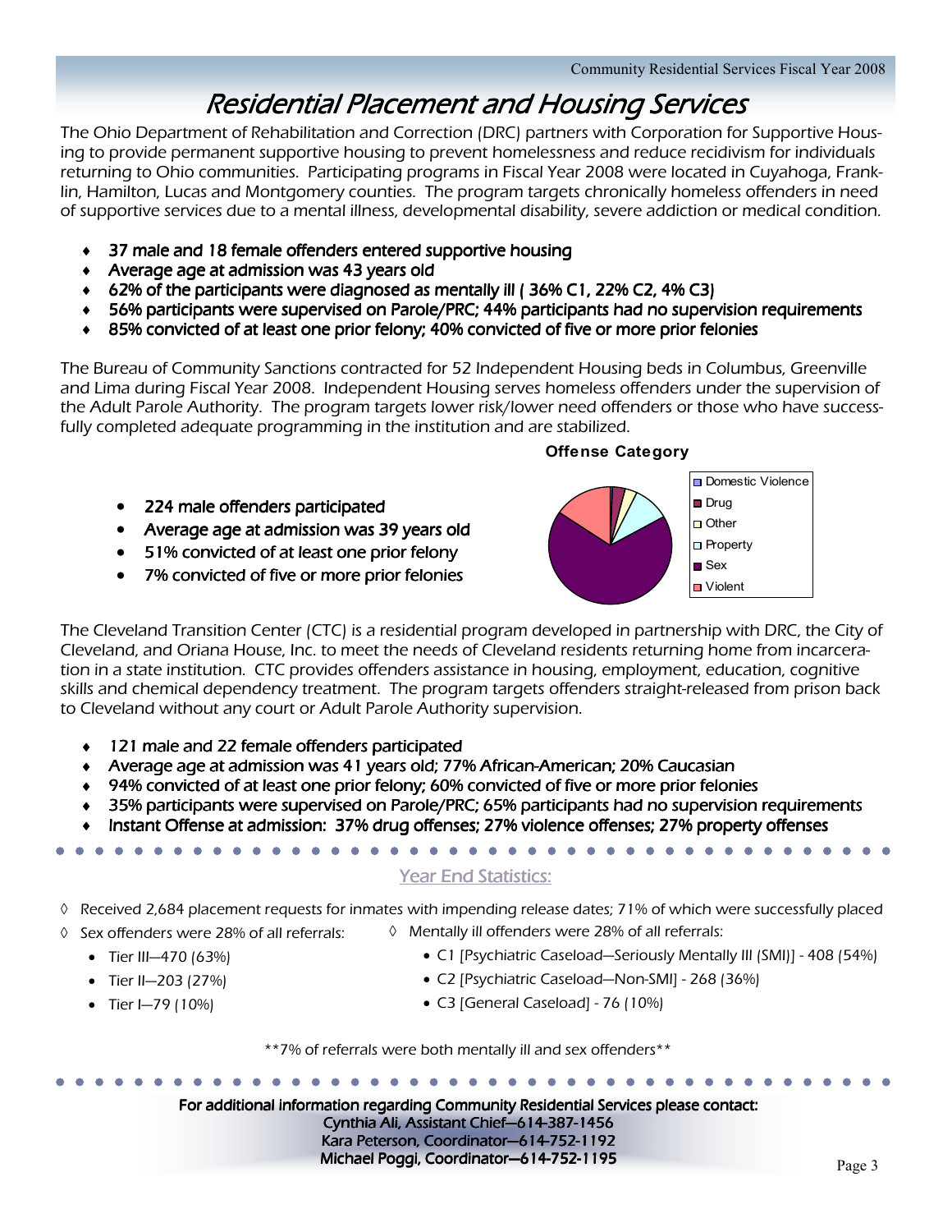# Residential Placement and Housing Services

The Ohio Department of Rehabilitation and Correction (DRC) partners with Corporation for Supportive Housing to provide permanent supportive housing to prevent homelessness and reduce recidivism for individuals returning to Ohio communities. Participating programs in Fiscal Year 2008 were located in Cuyahoga, Franklin, Hamilton, Lucas and Montgomery counties. The program targets chronically homeless offenders in need of supportive services due to a mental illness, developmental disability, severe addiction or medical condition.

- 37 male and 18 female offenders entered supportive housing
- Average age at admission was 43 years old
- 62% of the participants were diagnosed as mentally ill ( 36% C1, 22% C2, 4% C3)
- 56% participants were supervised on Parole/PRC; 44% participants had no supervision requirements
- 85% convicted of at least one prior felony; 40% convicted of five or more prior felonies

The Bureau of Community Sanctions contracted for 52 Independent Housing beds in Columbus, Greenville and Lima during Fiscal Year 2008. Independent Housing serves homeless offenders under the supervision of the Adult Parole Authority. The program targets lower risk/lower need offenders or those who have successfully completed adequate programming in the institution and are stabilized.

- 224 male offenders participated
- Average age at admission was 39 years old
- 51% convicted of at least one prior felony
- 7% convicted of five or more prior felonies

**Offense Category**

Domestic Violence
Drug
Other
Property
Sex
Violent

The Cleveland Transition Center (CTC) is a residential program developed in partnership with DRC, the City of Cleveland, and Oriana House, Inc. to meet the needs of Cleveland residents returning home from incarceration in a state institution. CTC provides offenders assistance in housing, employment, education, cognitive skills and chemical dependency treatment. The program targets offenders straight-released from prison back to Cleveland without any court or Adult Parole Authority supervision.

- 121 male and 22 female offenders participated
- Average age at admission was 41 years old; 77% African-American; 20% Caucasian
- 94% convicted of at least one prior felony; 60% convicted of five or more prior felonies
- 35% participants were supervised on Parole/PRC; 65% participants had no supervision requirements
- Instant Offense at admission: 37% drug offenses; 27% violence offenses; 27% property offenses

## Year End Statistics:

- Received 2,684 placement requests for inmates with impending release dates; 71% of which were successfully placed
- Sex offenders were 28% of all referrals:
  - Tier III—470 (63%)
  - Tier II—203 (27%)
  - Tier I—79 (10%)
- Mentally ill offenders were 28% of all referrals:
  - C1 [Psychiatric Caseload—Seriously Mentally Ill (SMI)] - 408 (54%)
  - C2 [Psychiatric Caseload—Non-SMI] - 268 (36%)
  - C3 [General Caseload] - 76 (10%)

**7% of referrals were both mentally ill and sex offenders**

**For additional information regarding Community Residential Services please contact:**
Cynthia Ali, Assistant Chief—614-387-1456
Kara Peterson, Coordinator—614-752-1192
Michael Poggi, Coordinator—614-752-1195